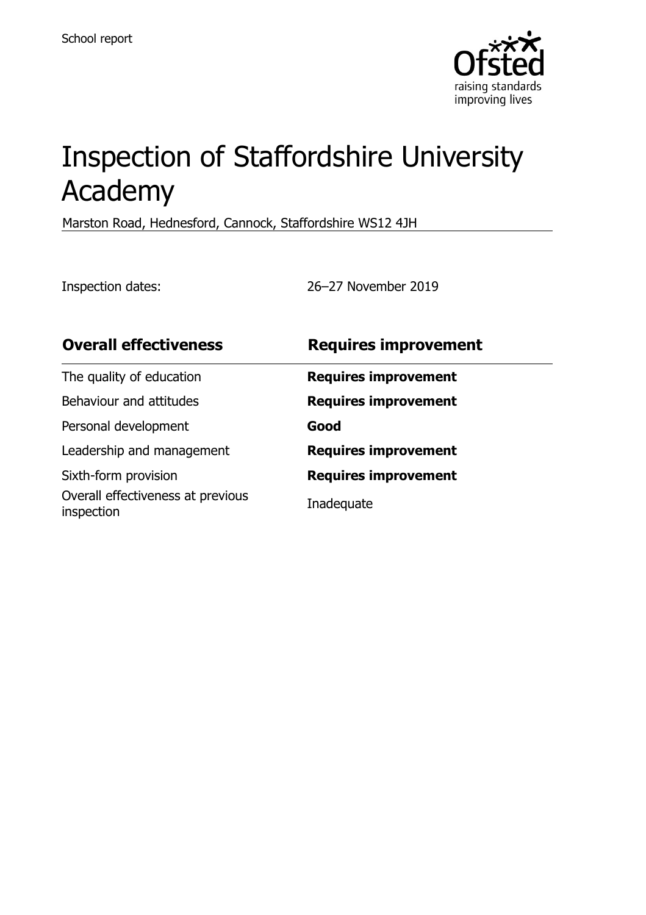School report

# Inspection of Staffordshire University Academy

Marston Road, Hednesford, Cannock, Staffordshire WS12 4JH

Inspection dates: 26–27 November 2019

| **Overall effectiveness** | **Requires improvement** |
| --- | --- |
| The quality of education | **Requires improvement** |
| Behaviour and attitudes | **Requires improvement** |
| Personal development | **Good** |
| Leadership and management | **Requires improvement** |
| Sixth-form provision | **Requires improvement** |
| Overall effectiveness at previous inspection | Inadequate |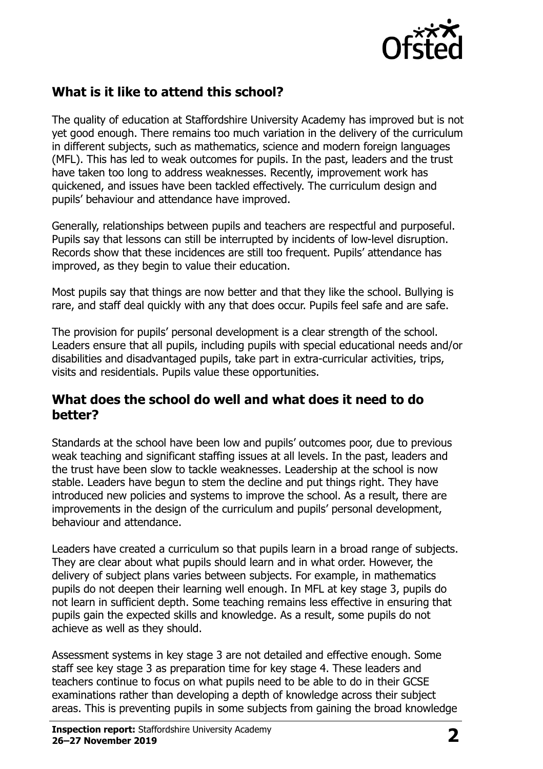## What is it like to attend this school?

The quality of education at Staffordshire University Academy has improved but is not yet good enough. There remains too much variation in the delivery of the curriculum in different subjects, such as mathematics, science and modern foreign languages (MFL). This has led to weak outcomes for pupils. In the past, leaders and the trust have taken too long to address weaknesses. Recently, improvement work has quickened, and issues have been tackled effectively. The curriculum design and pupils' behaviour and attendance have improved.

Generally, relationships between pupils and teachers are respectful and purposeful. Pupils say that lessons can still be interrupted by incidents of low-level disruption. Records show that these incidences are still too frequent. Pupils' attendance has improved, as they begin to value their education.

Most pupils say that things are now better and that they like the school. Bullying is rare, and staff deal quickly with any that does occur. Pupils feel safe and are safe.

The provision for pupils' personal development is a clear strength of the school. Leaders ensure that all pupils, including pupils with special educational needs and/or disabilities and disadvantaged pupils, take part in extra-curricular activities, trips, visits and residentials. Pupils value these opportunities.

## What does the school do well and what does it need to do better?

Standards at the school have been low and pupils' outcomes poor, due to previous weak teaching and significant staffing issues at all levels. In the past, leaders and the trust have been slow to tackle weaknesses. Leadership at the school is now stable. Leaders have begun to stem the decline and put things right. They have introduced new policies and systems to improve the school. As a result, there are improvements in the design of the curriculum and pupils' personal development, behaviour and attendance.

Leaders have created a curriculum so that pupils learn in a broad range of subjects. They are clear about what pupils should learn and in what order. However, the delivery of subject plans varies between subjects. For example, in mathematics pupils do not deepen their learning well enough. In MFL at key stage 3, pupils do not learn in sufficient depth. Some teaching remains less effective in ensuring that pupils gain the expected skills and knowledge. As a result, some pupils do not achieve as well as they should.

Assessment systems in key stage 3 are not detailed and effective enough. Some staff see key stage 3 as preparation time for key stage 4. These leaders and teachers continue to focus on what pupils need to be able to do in their GCSE examinations rather than developing a depth of knowledge across their subject areas. This is preventing pupils in some subjects from gaining the broad knowledge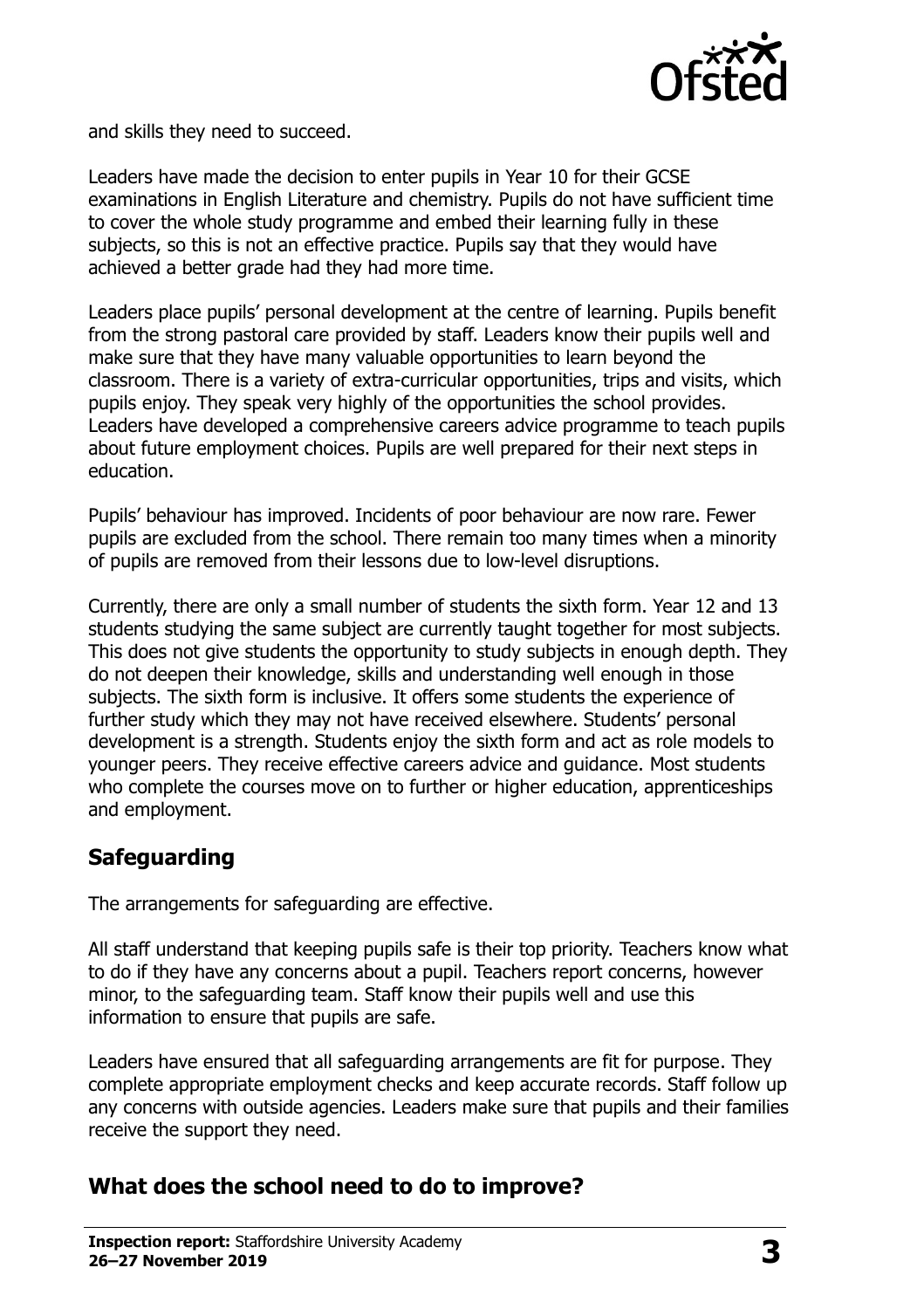and skills they need to succeed.

Leaders have made the decision to enter pupils in Year 10 for their GCSE examinations in English Literature and chemistry. Pupils do not have sufficient time to cover the whole study programme and embed their learning fully in these subjects, so this is not an effective practice. Pupils say that they would have achieved a better grade had they had more time.

Leaders place pupils' personal development at the centre of learning. Pupils benefit from the strong pastoral care provided by staff. Leaders know their pupils well and make sure that they have many valuable opportunities to learn beyond the classroom. There is a variety of extra-curricular opportunities, trips and visits, which pupils enjoy. They speak very highly of the opportunities the school provides. Leaders have developed a comprehensive careers advice programme to teach pupils about future employment choices. Pupils are well prepared for their next steps in education.

Pupils' behaviour has improved. Incidents of poor behaviour are now rare. Fewer pupils are excluded from the school. There remain too many times when a minority of pupils are removed from their lessons due to low-level disruptions.

Currently, there are only a small number of students the sixth form. Year 12 and 13 students studying the same subject are currently taught together for most subjects. This does not give students the opportunity to study subjects in enough depth. They do not deepen their knowledge, skills and understanding well enough in those subjects. The sixth form is inclusive. It offers some students the experience of further study which they may not have received elsewhere. Students' personal development is a strength. Students enjoy the sixth form and act as role models to younger peers. They receive effective careers advice and guidance. Most students who complete the courses move on to further or higher education, apprenticeships and employment.

## Safeguarding

The arrangements for safeguarding are effective.

All staff understand that keeping pupils safe is their top priority. Teachers know what to do if they have any concerns about a pupil. Teachers report concerns, however minor, to the safeguarding team. Staff know their pupils well and use this information to ensure that pupils are safe.

Leaders have ensured that all safeguarding arrangements are fit for purpose. They complete appropriate employment checks and keep accurate records. Staff follow up any concerns with outside agencies. Leaders make sure that pupils and their families receive the support they need.

## What does the school need to do to improve?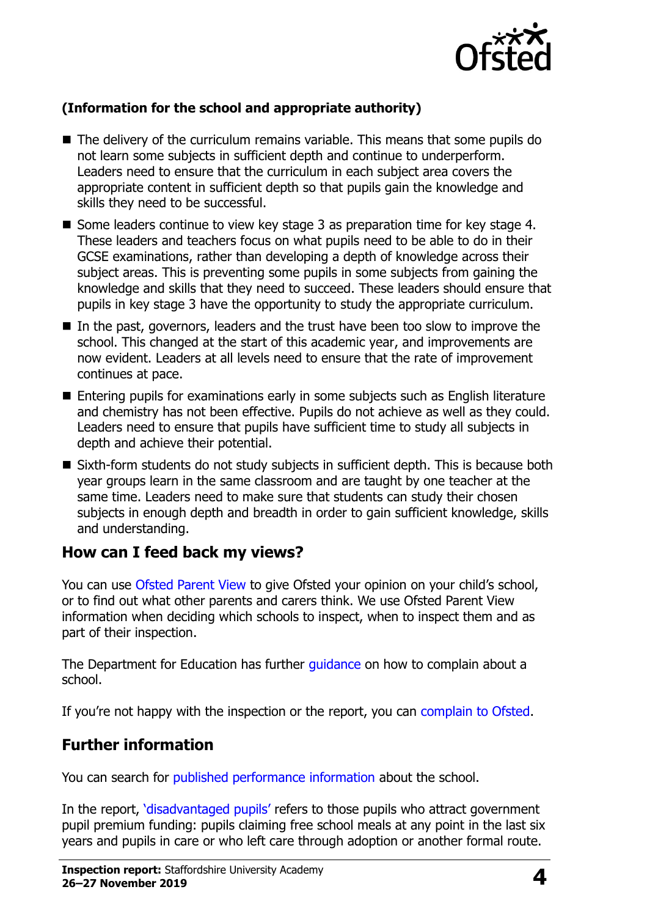**(Information for the school and appropriate authority)**

- The delivery of the curriculum remains variable. This means that some pupils do not learn some subjects in sufficient depth and continue to underperform. Leaders need to ensure that the curriculum in each subject area covers the appropriate content in sufficient depth so that pupils gain the knowledge and skills they need to be successful.
- Some leaders continue to view key stage 3 as preparation time for key stage 4. These leaders and teachers focus on what pupils need to be able to do in their GCSE examinations, rather than developing a depth of knowledge across their subject areas. This is preventing some pupils in some subjects from gaining the knowledge and skills that they need to succeed. These leaders should ensure that pupils in key stage 3 have the opportunity to study the appropriate curriculum.
- In the past, governors, leaders and the trust have been too slow to improve the school. This changed at the start of this academic year, and improvements are now evident. Leaders at all levels need to ensure that the rate of improvement continues at pace.
- Entering pupils for examinations early in some subjects such as English literature and chemistry has not been effective. Pupils do not achieve as well as they could. Leaders need to ensure that pupils have sufficient time to study all subjects in depth and achieve their potential.
- Sixth-form students do not study subjects in sufficient depth. This is because both year groups learn in the same classroom and are taught by one teacher at the same time. Leaders need to make sure that students can study their chosen subjects in enough depth and breadth in order to gain sufficient knowledge, skills and understanding.

## How can I feed back my views?

You can use Ofsted Parent View to give Ofsted your opinion on your child's school, or to find out what other parents and carers think. We use Ofsted Parent View information when deciding which schools to inspect, when to inspect them and as part of their inspection.

The Department for Education has further guidance on how to complain about a school.

If you're not happy with the inspection or the report, you can complain to Ofsted.

## Further information

You can search for published performance information about the school.

In the report, 'disadvantaged pupils' refers to those pupils who attract government pupil premium funding: pupils claiming free school meals at any point in the last six years and pupils in care or who left care through adoption or another formal route.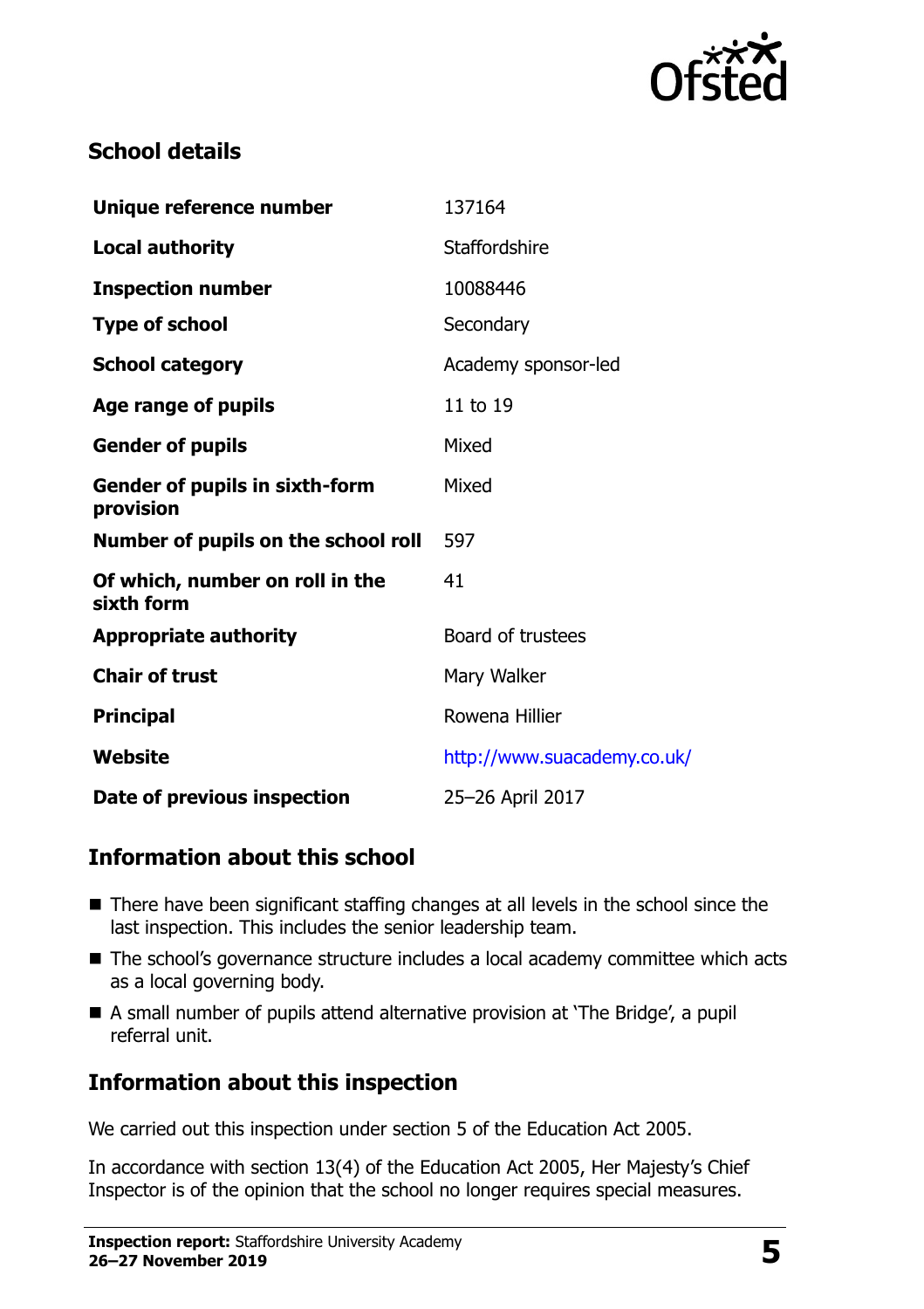## School details

| | |
|---|---|
| **Unique reference number** | 137164 |
| **Local authority** | Staffordshire |
| **Inspection number** | 10088446 |
| **Type of school** | Secondary |
| **School category** | Academy sponsor-led |
| **Age range of pupils** | 11 to 19 |
| **Gender of pupils** | Mixed |
| **Gender of pupils in sixth-form provision** | Mixed |
| **Number of pupils on the school roll** | 597 |
| **Of which, number on roll in the sixth form** | 41 |
| **Appropriate authority** | Board of trustees |
| **Chair of trust** | Mary Walker |
| **Principal** | Rowena Hillier |
| **Website** | http://www.suacademy.co.uk/ |
| **Date of previous inspection** | 25–26 April 2017 |

## Information about this school

- There have been significant staffing changes at all levels in the school since the last inspection. This includes the senior leadership team.
- The school's governance structure includes a local academy committee which acts as a local governing body.
- A small number of pupils attend alternative provision at 'The Bridge', a pupil referral unit.

## Information about this inspection

We carried out this inspection under section 5 of the Education Act 2005.

In accordance with section 13(4) of the Education Act 2005, Her Majesty's Chief Inspector is of the opinion that the school no longer requires special measures.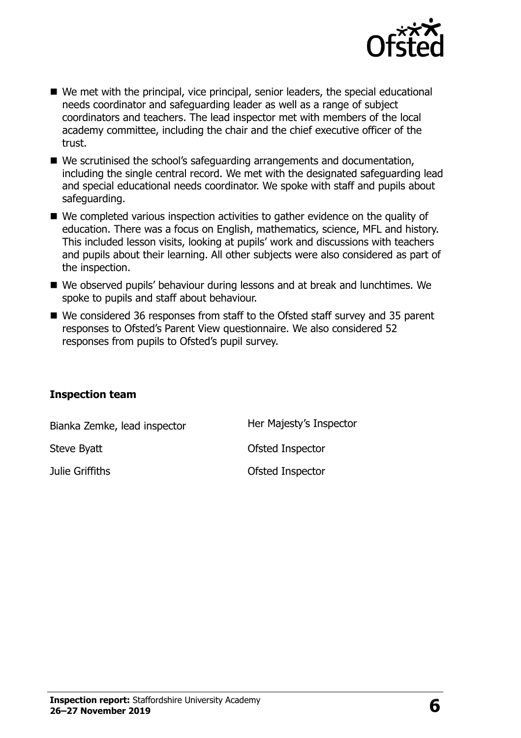- We met with the principal, vice principal, senior leaders, the special educational needs coordinator and safeguarding leader as well as a range of subject coordinators and teachers. The lead inspector met with members of the local academy committee, including the chair and the chief executive officer of the trust.
- We scrutinised the school's safeguarding arrangements and documentation, including the single central record. We met with the designated safeguarding lead and special educational needs coordinator. We spoke with staff and pupils about safeguarding.
- We completed various inspection activities to gather evidence on the quality of education. There was a focus on English, mathematics, science, MFL and history. This included lesson visits, looking at pupils' work and discussions with teachers and pupils about their learning. All other subjects were also considered as part of the inspection.
- We observed pupils' behaviour during lessons and at break and lunchtimes. We spoke to pupils and staff about behaviour.
- We considered 36 responses from staff to the Ofsted staff survey and 35 parent responses to Ofsted's Parent View questionnaire. We also considered 52 responses from pupils to Ofsted's pupil survey.

### Inspection team

| | |
|---|---|
| Bianka Zemke, lead inspector | Her Majesty's Inspector |
| Steve Byatt | Ofsted Inspector |
| Julie Griffiths | Ofsted Inspector |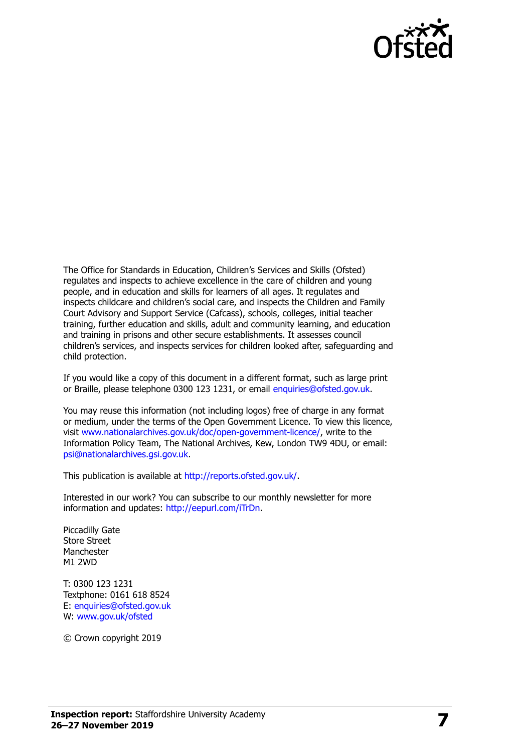The Office for Standards in Education, Children's Services and Skills (Ofsted) regulates and inspects to achieve excellence in the care of children and young people, and in education and skills for learners of all ages. It regulates and inspects childcare and children's social care, and inspects the Children and Family Court Advisory and Support Service (Cafcass), schools, colleges, initial teacher training, further education and skills, adult and community learning, and education and training in prisons and other secure establishments. It assesses council children's services, and inspects services for children looked after, safeguarding and child protection.

If you would like a copy of this document in a different format, such as large print or Braille, please telephone 0300 123 1231, or email enquiries@ofsted.gov.uk.

You may reuse this information (not including logos) free of charge in any format or medium, under the terms of the Open Government Licence. To view this licence, visit www.nationalarchives.gov.uk/doc/open-government-licence/, write to the Information Policy Team, The National Archives, Kew, London TW9 4DU, or email: psi@nationalarchives.gsi.gov.uk.

This publication is available at http://reports.ofsted.gov.uk/.

Interested in our work? You can subscribe to our monthly newsletter for more information and updates: http://eepurl.com/iTrDn.

Piccadilly Gate
Store Street
Manchester
M1 2WD

T: 0300 123 1231
Textphone: 0161 618 8524
E: enquiries@ofsted.gov.uk
W: www.gov.uk/ofsted

© Crown copyright 2019